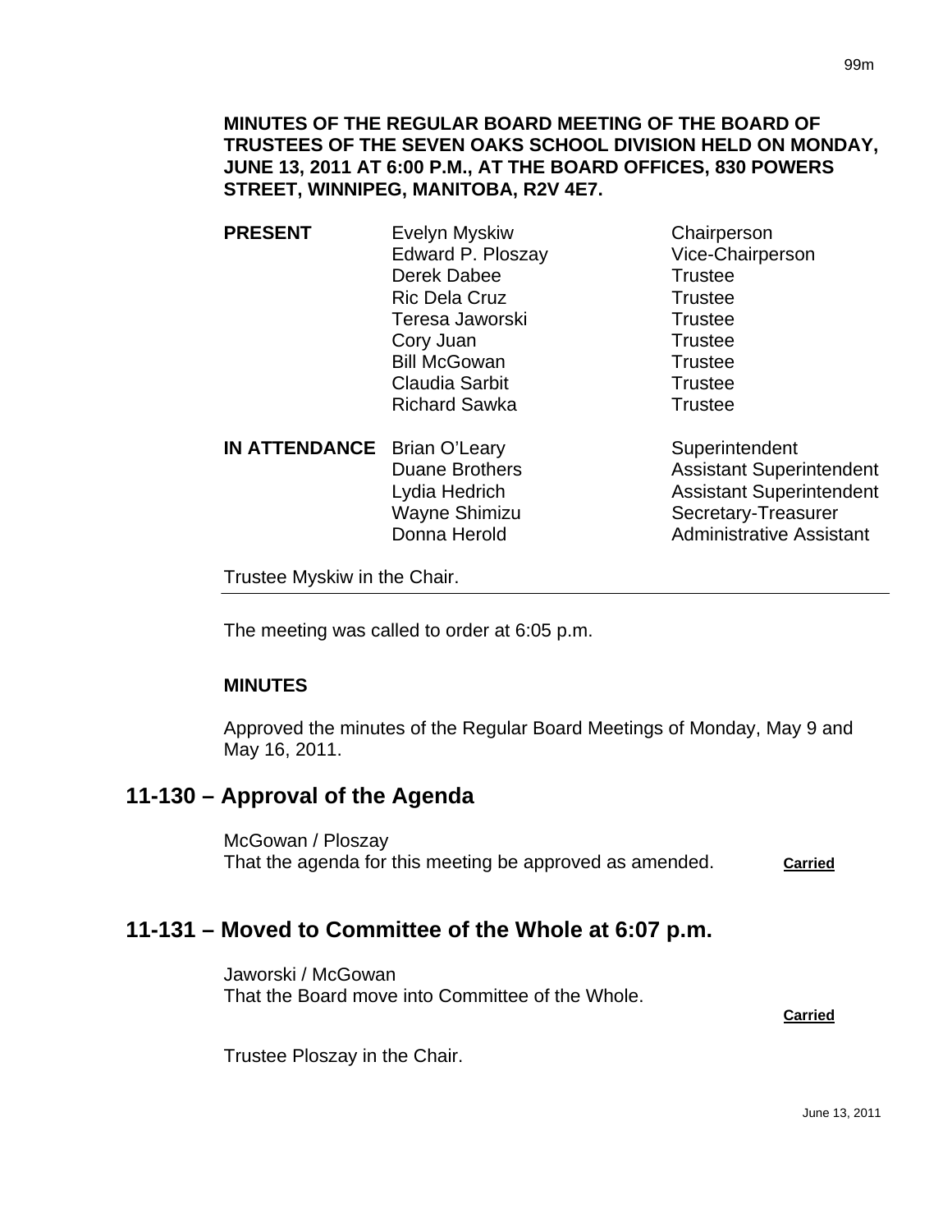**MINUTES OF THE REGULAR BOARD MEETING OF THE BOARD OF TRUSTEES OF THE SEVEN OAKS SCHOOL DIVISION HELD ON MONDAY, JUNE 13, 2011 AT 6:00 P.M., AT THE BOARD OFFICES, 830 POWERS STREET, WINNIPEG, MANITOBA, R2V 4E7.**

| | | |
|---|---|---|
| **PRESENT** | Evelyn Myskiw | Chairperson |
| | Edward P. Ploszay | Vice-Chairperson |
| | Derek Dabee | Trustee |
| | Ric Dela Cruz | Trustee |
| | Teresa Jaworski | Trustee |
| | Cory Juan | Trustee |
| | Bill McGowan | Trustee |
| | Claudia Sarbit | Trustee |
| | Richard Sawka | Trustee |
| **IN ATTENDANCE** | Brian O'Leary | Superintendent |
| | Duane Brothers | Assistant Superintendent |
| | Lydia Hedrich | Assistant Superintendent |
| | Wayne Shimizu | Secretary-Treasurer |
| | Donna Herold | Administrative Assistant |

Trustee Myskiw in the Chair.

---

The meeting was called to order at 6:05 p.m.

**MINUTES**

Approved the minutes of the Regular Board Meetings of Monday, May 9 and May 16, 2011.

## 11-130 – Approval of the Agenda

McGowan / Ploszay
That the agenda for this meeting be approved as amended. **Carried**

## 11-131 – Moved to Committee of the Whole at 6:07 p.m.

Jaworski / McGowan
That the Board move into Committee of the Whole.

**Carried**

Trustee Ploszay in the Chair.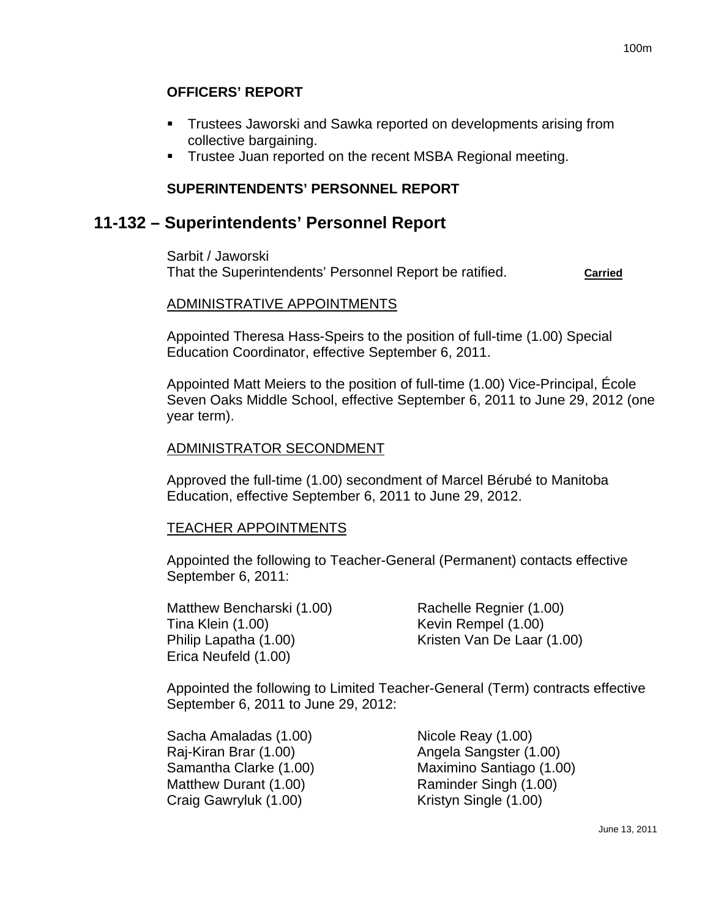**OFFICERS' REPORT**

- Trustees Jaworski and Sawka reported on developments arising from collective bargaining.
- Trustee Juan reported on the recent MSBA Regional meeting.

**SUPERINTENDENTS' PERSONNEL REPORT**

## 11-132 – Superintendents' Personnel Report

Sarbit / Jaworski
That the Superintendents' Personnel Report be ratified. **Carried**

ADMINISTRATIVE APPOINTMENTS

Appointed Theresa Hass-Speirs to the position of full-time (1.00) Special Education Coordinator, effective September 6, 2011.

Appointed Matt Meiers to the position of full-time (1.00) Vice-Principal, École Seven Oaks Middle School, effective September 6, 2011 to June 29, 2012 (one year term).

ADMINISTRATOR SECONDMENT

Approved the full-time (1.00) secondment of Marcel Bérubé to Manitoba Education, effective September 6, 2011 to June 29, 2012.

TEACHER APPOINTMENTS

Appointed the following to Teacher-General (Permanent) contacts effective September 6, 2011:

Matthew Bencharski (1.00)
Tina Klein (1.00)
Philip Lapatha (1.00)
Erica Neufeld (1.00)
Rachelle Regnier (1.00)
Kevin Rempel (1.00)
Kristen Van De Laar (1.00)

Appointed the following to Limited Teacher-General (Term) contracts effective September 6, 2011 to June 29, 2012:

Sacha Amaladas (1.00)
Raj-Kiran Brar (1.00)
Samantha Clarke (1.00)
Matthew Durant (1.00)
Craig Gawryluk (1.00)
Nicole Reay (1.00)
Angela Sangster (1.00)
Maximino Santiago (1.00)
Raminder Singh (1.00)
Kristyn Single (1.00)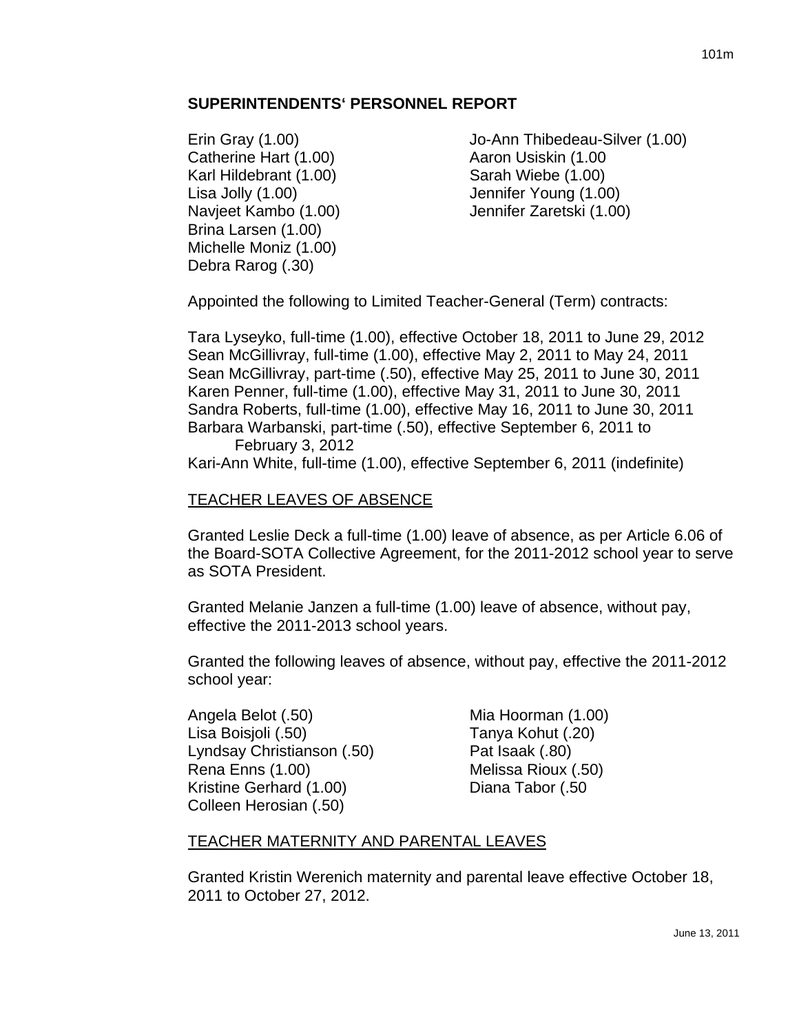## SUPERINTENDENTS' PERSONNEL REPORT

Erin Gray (1.00)
Catherine Hart (1.00)
Karl Hildebrant (1.00)
Lisa Jolly (1.00)
Navjeet Kambo (1.00)
Brina Larsen (1.00)
Michelle Moniz (1.00)
Debra Rarog (.30)
Jo-Ann Thibedeau-Silver (1.00)
Aaron Usiskin (1.00
Sarah Wiebe (1.00)
Jennifer Young (1.00)
Jennifer Zaretski (1.00)

Appointed the following to Limited Teacher-General (Term) contracts:

Tara Lyseyko, full-time (1.00), effective October 18, 2011 to June 29, 2012
Sean McGillivray, full-time (1.00), effective May 2, 2011 to May 24, 2011
Sean McGillivray, part-time (.50), effective May 25, 2011 to June 30, 2011
Karen Penner, full-time (1.00), effective May 31, 2011 to June 30, 2011
Sandra Roberts, full-time (1.00), effective May 16, 2011 to June 30, 2011
Barbara Warbanski, part-time (.50), effective September 6, 2011 to February 3, 2012
Kari-Ann White, full-time (1.00), effective September 6, 2011 (indefinite)

TEACHER LEAVES OF ABSENCE

Granted Leslie Deck a full-time (1.00) leave of absence, as per Article 6.06 of the Board-SOTA Collective Agreement, for the 2011-2012 school year to serve as SOTA President.

Granted Melanie Janzen a full-time (1.00) leave of absence, without pay, effective the 2011-2013 school years.

Granted the following leaves of absence, without pay, effective the 2011-2012 school year:

Angela Belot (.50)
Lisa Boisjoli (.50)
Lyndsay Christianson (.50)
Rena Enns (1.00)
Kristine Gerhard (1.00)
Colleen Herosian (.50)
Mia Hoorman (1.00)
Tanya Kohut (.20)
Pat Isaak (.80)
Melissa Rioux (.50)
Diana Tabor (.50

TEACHER MATERNITY AND PARENTAL LEAVES

Granted Kristin Werenich maternity and parental leave effective October 18, 2011 to October 27, 2012.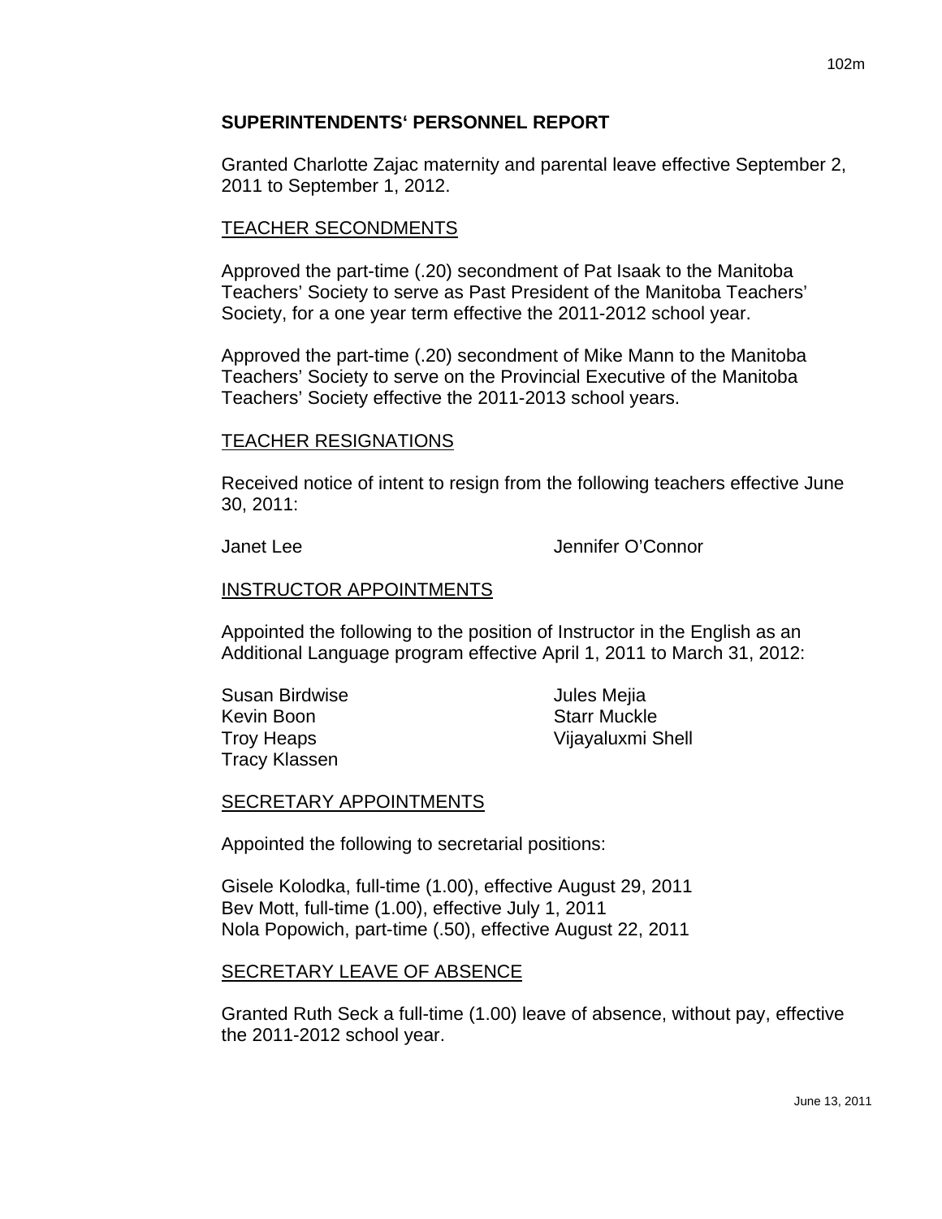## SUPERINTENDENTS' PERSONNEL REPORT

Granted Charlotte Zajac maternity and parental leave effective September 2, 2011 to September 1, 2012.

### TEACHER SECONDMENTS

Approved the part-time (.20) secondment of Pat Isaak to the Manitoba Teachers' Society to serve as Past President of the Manitoba Teachers' Society, for a one year term effective the 2011-2012 school year.

Approved the part-time (.20) secondment of Mike Mann to the Manitoba Teachers' Society to serve on the Provincial Executive of the Manitoba Teachers' Society effective the 2011-2013 school years.

### TEACHER RESIGNATIONS

Received notice of intent to resign from the following teachers effective June 30, 2011:

Janet Lee
Jennifer O'Connor

### INSTRUCTOR APPOINTMENTS

Appointed the following to the position of Instructor in the English as an Additional Language program effective April 1, 2011 to March 31, 2012:

Susan Birdwise
Kevin Boon
Troy Heaps
Tracy Klassen
Jules Mejia
Starr Muckle
Vijayaluxmi Shell

### SECRETARY APPOINTMENTS

Appointed the following to secretarial positions:

Gisele Kolodka, full-time (1.00), effective August 29, 2011
Bev Mott, full-time (1.00), effective July 1, 2011
Nola Popowich, part-time (.50), effective August 22, 2011

### SECRETARY LEAVE OF ABSENCE

Granted Ruth Seck a full-time (1.00) leave of absence, without pay, effective the 2011-2012 school year.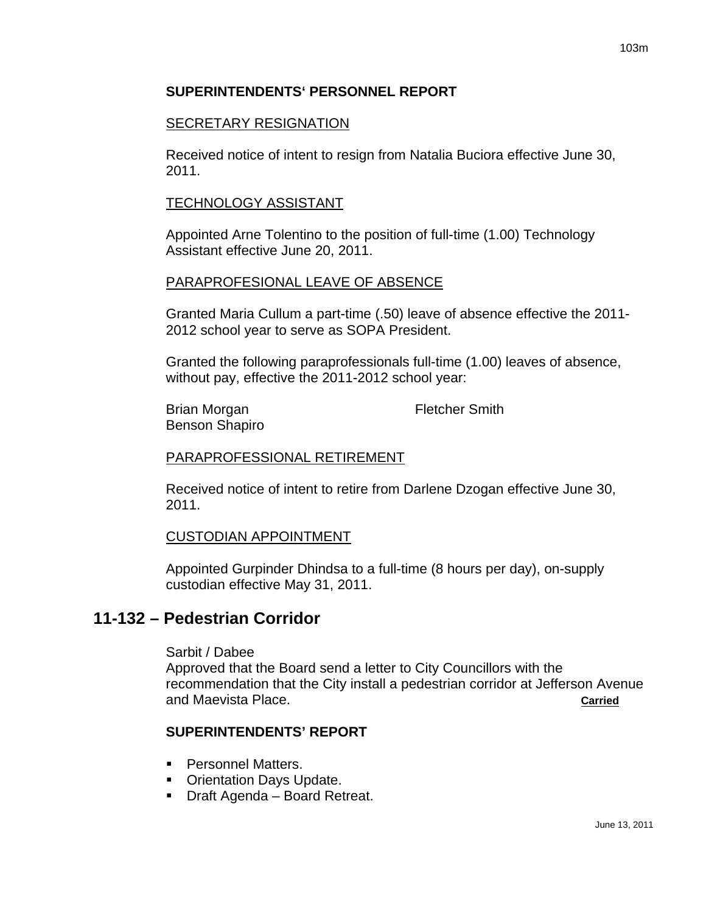**SUPERINTENDENTS' PERSONNEL REPORT**

SECRETARY RESIGNATION

Received notice of intent to resign from Natalia Buciora effective June 30, 2011.

TECHNOLOGY ASSISTANT

Appointed Arne Tolentino to the position of full-time (1.00) Technology Assistant effective June 20, 2011.

PARAPROFESIONAL LEAVE OF ABSENCE

Granted Maria Cullum a part-time (.50) leave of absence effective the 2011-2012 school year to serve as SOPA President.

Granted the following paraprofessionals full-time (1.00) leaves of absence, without pay, effective the 2011-2012 school year:

Brian Morgan
Fletcher Smith
Benson Shapiro

PARAPROFESSIONAL RETIREMENT

Received notice of intent to retire from Darlene Dzogan effective June 30, 2011.

CUSTODIAN APPOINTMENT

Appointed Gurpinder Dhindsa to a full-time (8 hours per day), on-supply custodian effective May 31, 2011.

## 11-132 – Pedestrian Corridor

Sarbit / Dabee
Approved that the Board send a letter to City Councillors with the recommendation that the City install a pedestrian corridor at Jefferson Avenue and Maevista Place. **Carried**

**SUPERINTENDENTS' REPORT**

- Personnel Matters.
- Orientation Days Update.
- Draft Agenda – Board Retreat.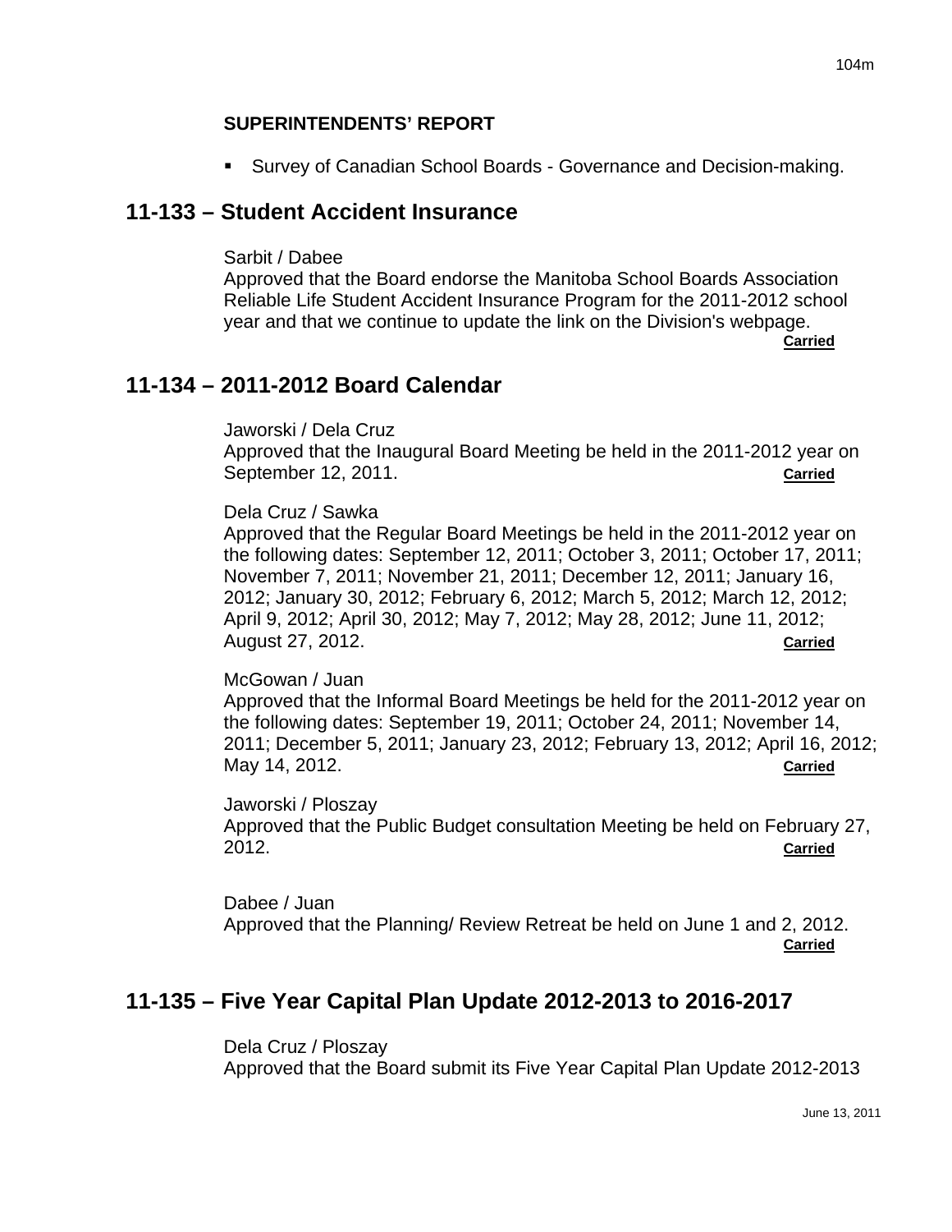**SUPERINTENDENTS' REPORT**

- Survey of Canadian School Boards - Governance and Decision-making.

## 11-133 – Student Accident Insurance

Sarbit / Dabee
Approved that the Board endorse the Manitoba School Boards Association Reliable Life Student Accident Insurance Program for the 2011-2012 school year and that we continue to update the link on the Division's webpage.
**Carried**

## 11-134 – 2011-2012 Board Calendar

Jaworski / Dela Cruz
Approved that the Inaugural Board Meeting be held in the 2011-2012 year on September 12, 2011. **Carried**

Dela Cruz / Sawka
Approved that the Regular Board Meetings be held in the 2011-2012 year on the following dates: September 12, 2011; October 3, 2011; October 17, 2011; November 7, 2011; November 21, 2011; December 12, 2011; January 16, 2012; January 30, 2012; February 6, 2012; March 5, 2012; March 12, 2012; April 9, 2012; April 30, 2012; May 7, 2012; May 28, 2012; June 11, 2012; August 27, 2012. **Carried**

McGowan / Juan
Approved that the Informal Board Meetings be held for the 2011-2012 year on the following dates: September 19, 2011; October 24, 2011; November 14, 2011; December 5, 2011; January 23, 2012; February 13, 2012; April 16, 2012; May 14, 2012. **Carried**

Jaworski / Ploszay
Approved that the Public Budget consultation Meeting be held on February 27, 2012. **Carried**

Dabee / Juan
Approved that the Planning/ Review Retreat be held on June 1 and 2, 2012.
**Carried**

## 11-135 – Five Year Capital Plan Update 2012-2013 to 2016-2017

Dela Cruz / Ploszay
Approved that the Board submit its Five Year Capital Plan Update 2012-2013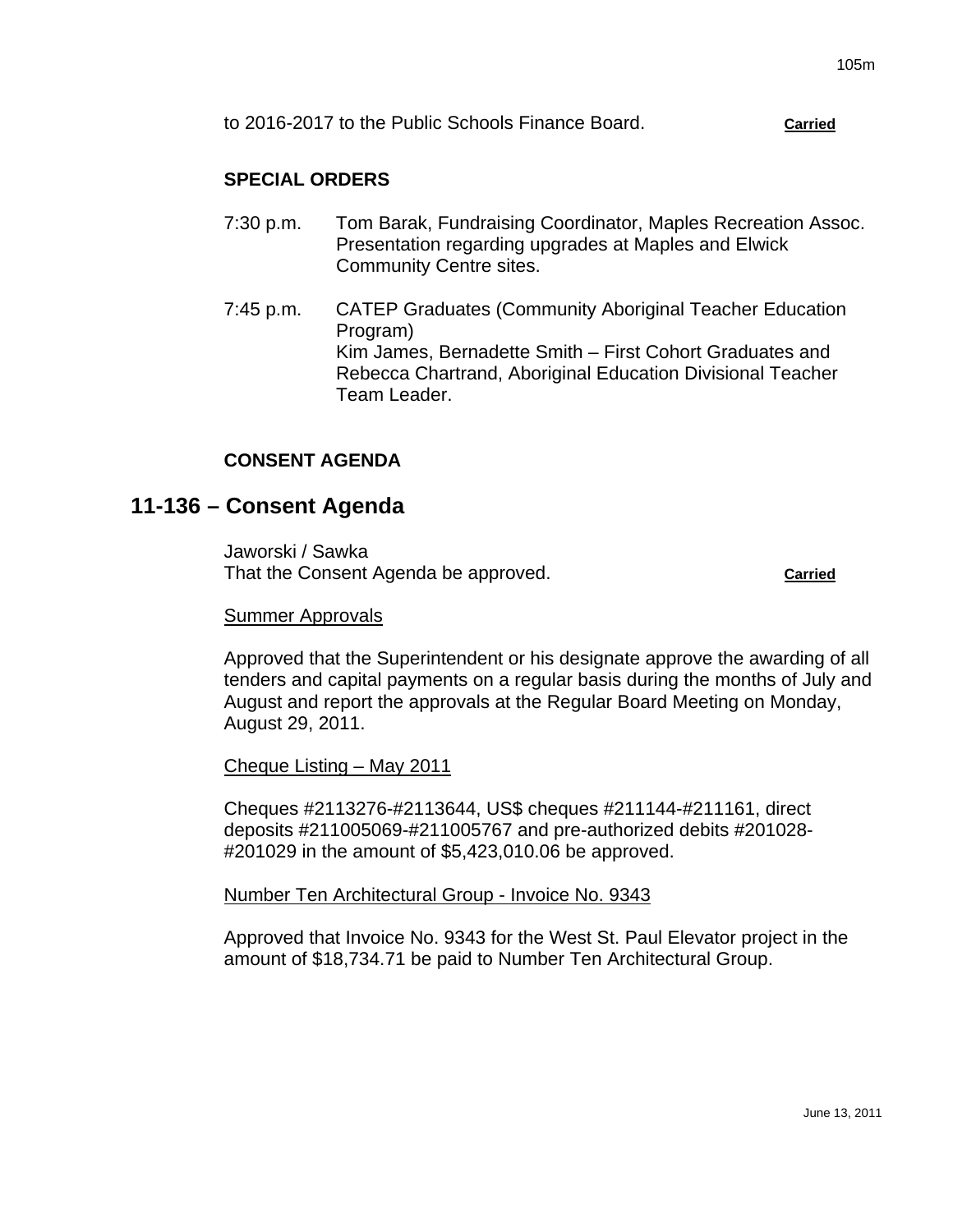to 2016-2017 to the Public Schools Finance Board. **Carried**

**SPECIAL ORDERS**

7:30 p.m. Tom Barak, Fundraising Coordinator, Maples Recreation Assoc. Presentation regarding upgrades at Maples and Elwick Community Centre sites.

7:45 p.m. CATEP Graduates (Community Aboriginal Teacher Education Program) Kim James, Bernadette Smith – First Cohort Graduates and Rebecca Chartrand, Aboriginal Education Divisional Teacher Team Leader.

**CONSENT AGENDA**

## 11-136 – Consent Agenda

Jaworski / Sawka
That the Consent Agenda be approved. **Carried**

Summer Approvals

Approved that the Superintendent or his designate approve the awarding of all tenders and capital payments on a regular basis during the months of July and August and report the approvals at the Regular Board Meeting on Monday, August 29, 2011.

Cheque Listing – May 2011

Cheques #2113276-#2113644, US$ cheques #211144-#211161, direct deposits #211005069-#211005767 and pre-authorized debits #201028-#201029 in the amount of $5,423,010.06 be approved.

Number Ten Architectural Group - Invoice No. 9343

Approved that Invoice No. 9343 for the West St. Paul Elevator project in the amount of $18,734.71 be paid to Number Ten Architectural Group.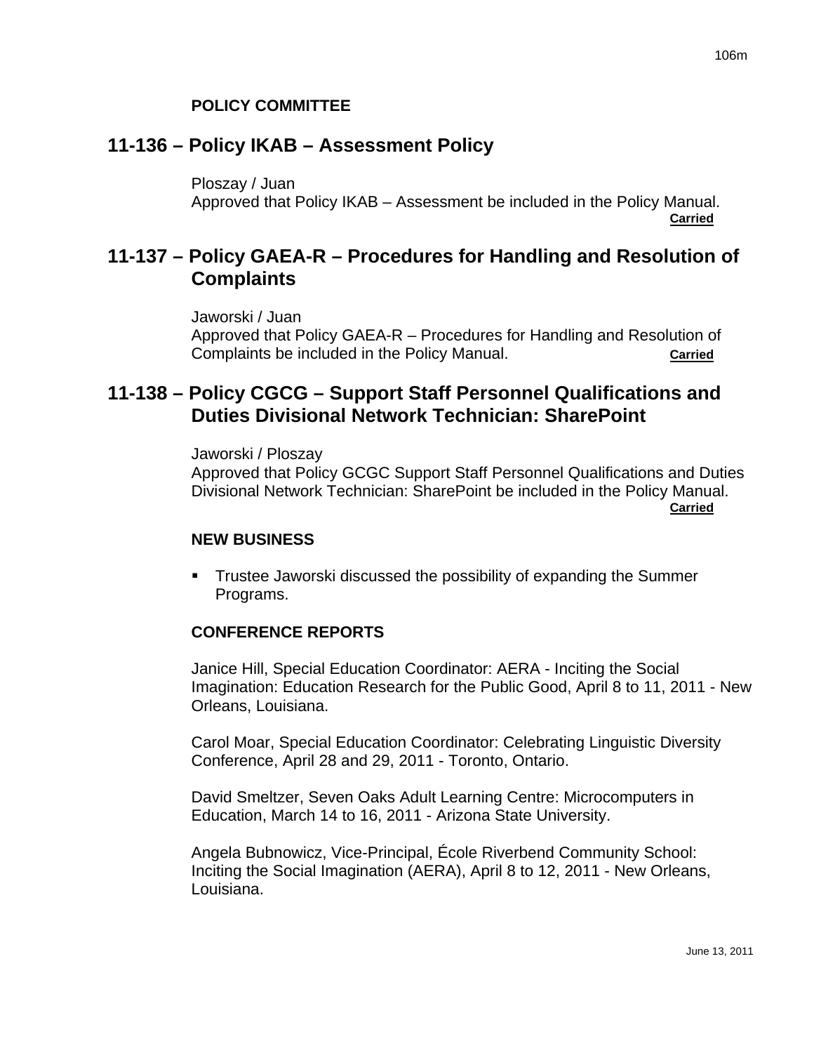**POLICY COMMITTEE**

## 11-136 – Policy IKAB – Assessment Policy

Ploszay / Juan
Approved that Policy IKAB – Assessment be included in the Policy Manual.
**Carried**

## 11-137 – Policy GAEA-R – Procedures for Handling and Resolution of Complaints

Jaworski / Juan
Approved that Policy GAEA-R – Procedures for Handling and Resolution of Complaints be included in the Policy Manual. **Carried**

## 11-138 – Policy CGCG – Support Staff Personnel Qualifications and Duties Divisional Network Technician: SharePoint

Jaworski / Ploszay
Approved that Policy GCGC Support Staff Personnel Qualifications and Duties Divisional Network Technician: SharePoint be included in the Policy Manual.
**Carried**

**NEW BUSINESS**

- Trustee Jaworski discussed the possibility of expanding the Summer Programs.

**CONFERENCE REPORTS**

Janice Hill, Special Education Coordinator: AERA - Inciting the Social Imagination: Education Research for the Public Good, April 8 to 11, 2011 - New Orleans, Louisiana.

Carol Moar, Special Education Coordinator: Celebrating Linguistic Diversity Conference, April 28 and 29, 2011 - Toronto, Ontario.

David Smeltzer, Seven Oaks Adult Learning Centre: Microcomputers in Education, March 14 to 16, 2011 - Arizona State University.

Angela Bubnowicz, Vice-Principal, École Riverbend Community School: Inciting the Social Imagination (AERA), April 8 to 12, 2011 - New Orleans, Louisiana.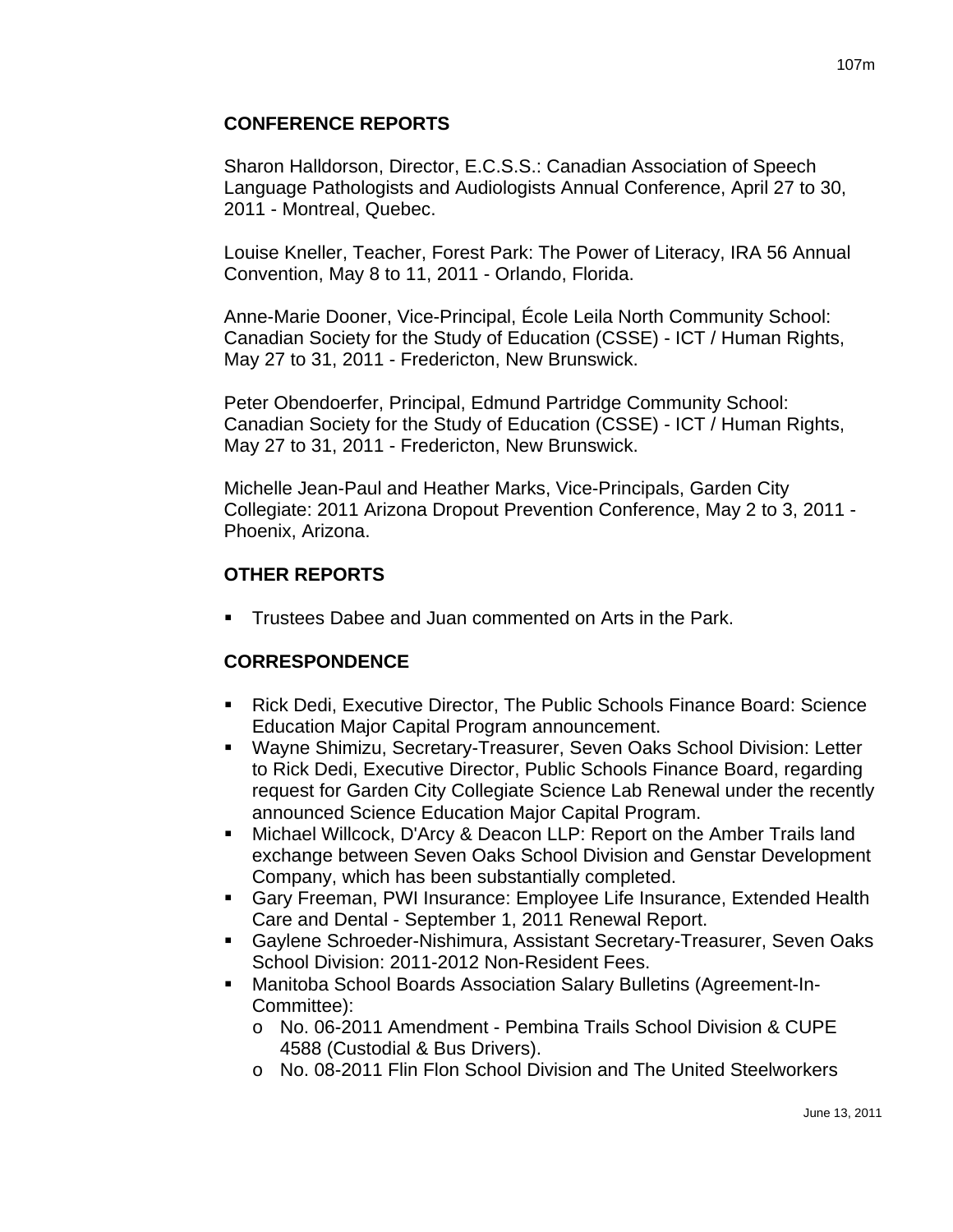## CONFERENCE REPORTS

Sharon Halldorson, Director, E.C.S.S.: Canadian Association of Speech Language Pathologists and Audiologists Annual Conference, April 27 to 30, 2011 - Montreal, Quebec.

Louise Kneller, Teacher, Forest Park: The Power of Literacy, IRA 56 Annual Convention, May 8 to 11, 2011 - Orlando, Florida.

Anne-Marie Dooner, Vice-Principal, École Leila North Community School: Canadian Society for the Study of Education (CSSE) - ICT / Human Rights, May 27 to 31, 2011 - Fredericton, New Brunswick.

Peter Obendoerfer, Principal, Edmund Partridge Community School: Canadian Society for the Study of Education (CSSE) - ICT / Human Rights, May 27 to 31, 2011 - Fredericton, New Brunswick.

Michelle Jean-Paul and Heather Marks, Vice-Principals, Garden City Collegiate: 2011 Arizona Dropout Prevention Conference, May 2 to 3, 2011 - Phoenix, Arizona.

## OTHER REPORTS

- Trustees Dabee and Juan commented on Arts in the Park.

## CORRESPONDENCE

- Rick Dedi, Executive Director, The Public Schools Finance Board: Science Education Major Capital Program announcement.
- Wayne Shimizu, Secretary-Treasurer, Seven Oaks School Division: Letter to Rick Dedi, Executive Director, Public Schools Finance Board, regarding request for Garden City Collegiate Science Lab Renewal under the recently announced Science Education Major Capital Program.
- Michael Willcock, D'Arcy & Deacon LLP: Report on the Amber Trails land exchange between Seven Oaks School Division and Genstar Development Company, which has been substantially completed.
- Gary Freeman, PWI Insurance: Employee Life Insurance, Extended Health Care and Dental - September 1, 2011 Renewal Report.
- Gaylene Schroeder-Nishimura, Assistant Secretary-Treasurer, Seven Oaks School Division: 2011-2012 Non-Resident Fees.
- Manitoba School Boards Association Salary Bulletins (Agreement-In-Committee):
  - No. 06-2011 Amendment - Pembina Trails School Division & CUPE 4588 (Custodial & Bus Drivers).
  - No. 08-2011 Flin Flon School Division and The United Steelworkers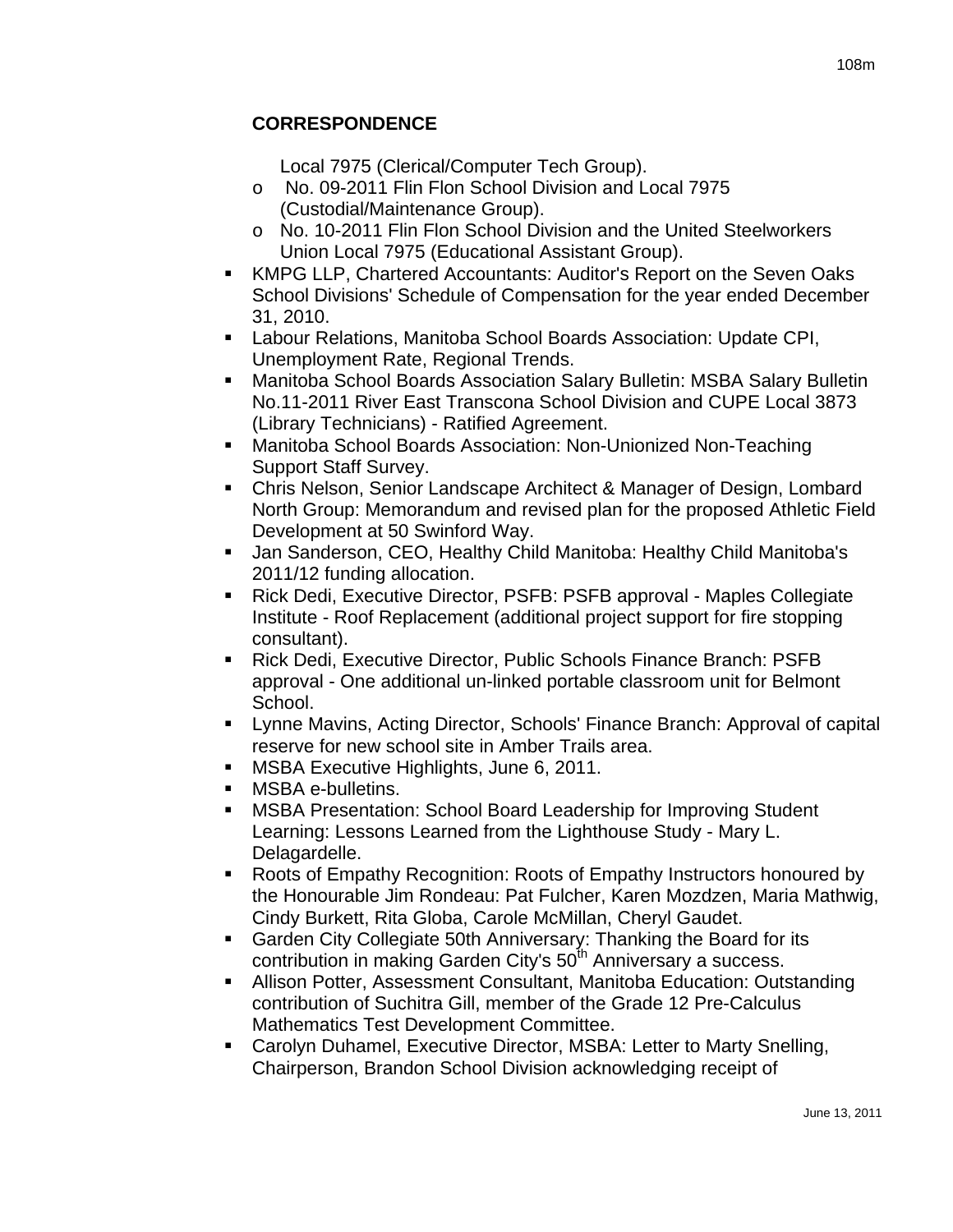## CORRESPONDENCE

Local 7975 (Clerical/Computer Tech Group).

- No. 09-2011 Flin Flon School Division and Local 7975 (Custodial/Maintenance Group).
- No. 10-2011 Flin Flon School Division and the United Steelworkers Union Local 7975 (Educational Assistant Group).

- KMPG LLP, Chartered Accountants: Auditor's Report on the Seven Oaks School Divisions' Schedule of Compensation for the year ended December 31, 2010.
- Labour Relations, Manitoba School Boards Association: Update CPI, Unemployment Rate, Regional Trends.
- Manitoba School Boards Association Salary Bulletin: MSBA Salary Bulletin No.11-2011 River East Transcona School Division and CUPE Local 3873 (Library Technicians) - Ratified Agreement.
- Manitoba School Boards Association: Non-Unionized Non-Teaching Support Staff Survey.
- Chris Nelson, Senior Landscape Architect & Manager of Design, Lombard North Group: Memorandum and revised plan for the proposed Athletic Field Development at 50 Swinford Way.
- Jan Sanderson, CEO, Healthy Child Manitoba: Healthy Child Manitoba's 2011/12 funding allocation.
- Rick Dedi, Executive Director, PSFB: PSFB approval - Maples Collegiate Institute - Roof Replacement (additional project support for fire stopping consultant).
- Rick Dedi, Executive Director, Public Schools Finance Branch: PSFB approval - One additional un-linked portable classroom unit for Belmont School.
- Lynne Mavins, Acting Director, Schools' Finance Branch: Approval of capital reserve for new school site in Amber Trails area.
- MSBA Executive Highlights, June 6, 2011.
- MSBA e-bulletins.
- MSBA Presentation: School Board Leadership for Improving Student Learning: Lessons Learned from the Lighthouse Study - Mary L. Delagardelle.
- Roots of Empathy Recognition: Roots of Empathy Instructors honoured by the Honourable Jim Rondeau: Pat Fulcher, Karen Mozdzen, Maria Mathwig, Cindy Burkett, Rita Globa, Carole McMillan, Cheryl Gaudet.
- Garden City Collegiate 50th Anniversary: Thanking the Board for its contribution in making Garden City's 50th Anniversary a success.
- Allison Potter, Assessment Consultant, Manitoba Education: Outstanding contribution of Suchitra Gill, member of the Grade 12 Pre-Calculus Mathematics Test Development Committee.
- Carolyn Duhamel, Executive Director, MSBA: Letter to Marty Snelling, Chairperson, Brandon School Division acknowledging receipt of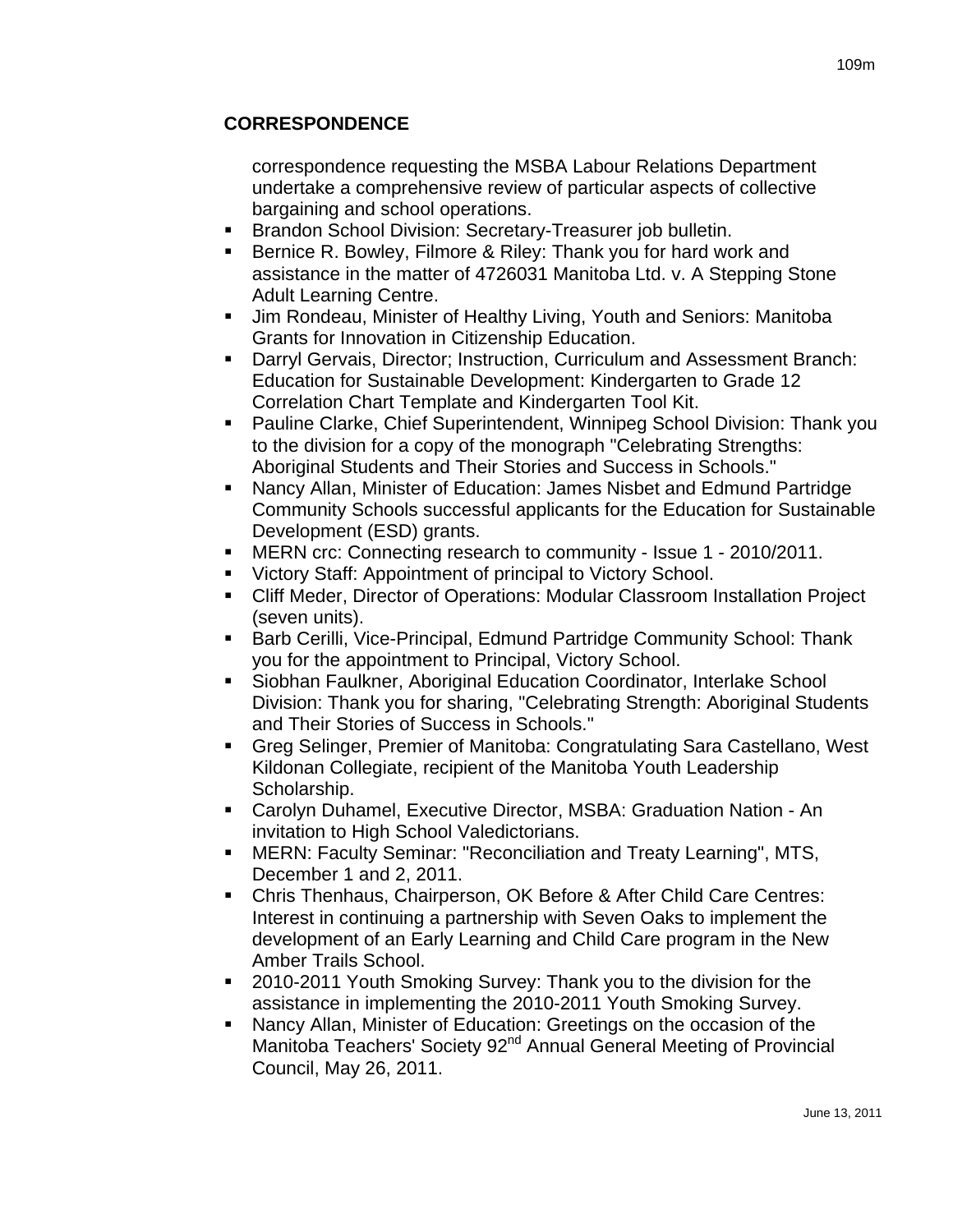## CORRESPONDENCE

correspondence requesting the MSBA Labour Relations Department undertake a comprehensive review of particular aspects of collective bargaining and school operations.

- Brandon School Division: Secretary-Treasurer job bulletin.
- Bernice R. Bowley, Filmore & Riley: Thank you for hard work and assistance in the matter of 4726031 Manitoba Ltd. v. A Stepping Stone Adult Learning Centre.
- Jim Rondeau, Minister of Healthy Living, Youth and Seniors: Manitoba Grants for Innovation in Citizenship Education.
- Darryl Gervais, Director; Instruction, Curriculum and Assessment Branch: Education for Sustainable Development: Kindergarten to Grade 12 Correlation Chart Template and Kindergarten Tool Kit.
- Pauline Clarke, Chief Superintendent, Winnipeg School Division: Thank you to the division for a copy of the monograph "Celebrating Strengths: Aboriginal Students and Their Stories and Success in Schools."
- Nancy Allan, Minister of Education: James Nisbet and Edmund Partridge Community Schools successful applicants for the Education for Sustainable Development (ESD) grants.
- MERN crc: Connecting research to community - Issue 1 - 2010/2011.
- Victory Staff: Appointment of principal to Victory School.
- Cliff Meder, Director of Operations: Modular Classroom Installation Project (seven units).
- Barb Cerilli, Vice-Principal, Edmund Partridge Community School: Thank you for the appointment to Principal, Victory School.
- Siobhan Faulkner, Aboriginal Education Coordinator, Interlake School Division: Thank you for sharing, "Celebrating Strength: Aboriginal Students and Their Stories of Success in Schools."
- Greg Selinger, Premier of Manitoba: Congratulating Sara Castellano, West Kildonan Collegiate, recipient of the Manitoba Youth Leadership Scholarship.
- Carolyn Duhamel, Executive Director, MSBA: Graduation Nation - An invitation to High School Valedictorians.
- MERN: Faculty Seminar: "Reconciliation and Treaty Learning", MTS, December 1 and 2, 2011.
- Chris Thenhaus, Chairperson, OK Before & After Child Care Centres: Interest in continuing a partnership with Seven Oaks to implement the development of an Early Learning and Child Care program in the New Amber Trails School.
- 2010-2011 Youth Smoking Survey: Thank you to the division for the assistance in implementing the 2010-2011 Youth Smoking Survey.
- Nancy Allan, Minister of Education: Greetings on the occasion of the Manitoba Teachers' Society 92nd Annual General Meeting of Provincial Council, May 26, 2011.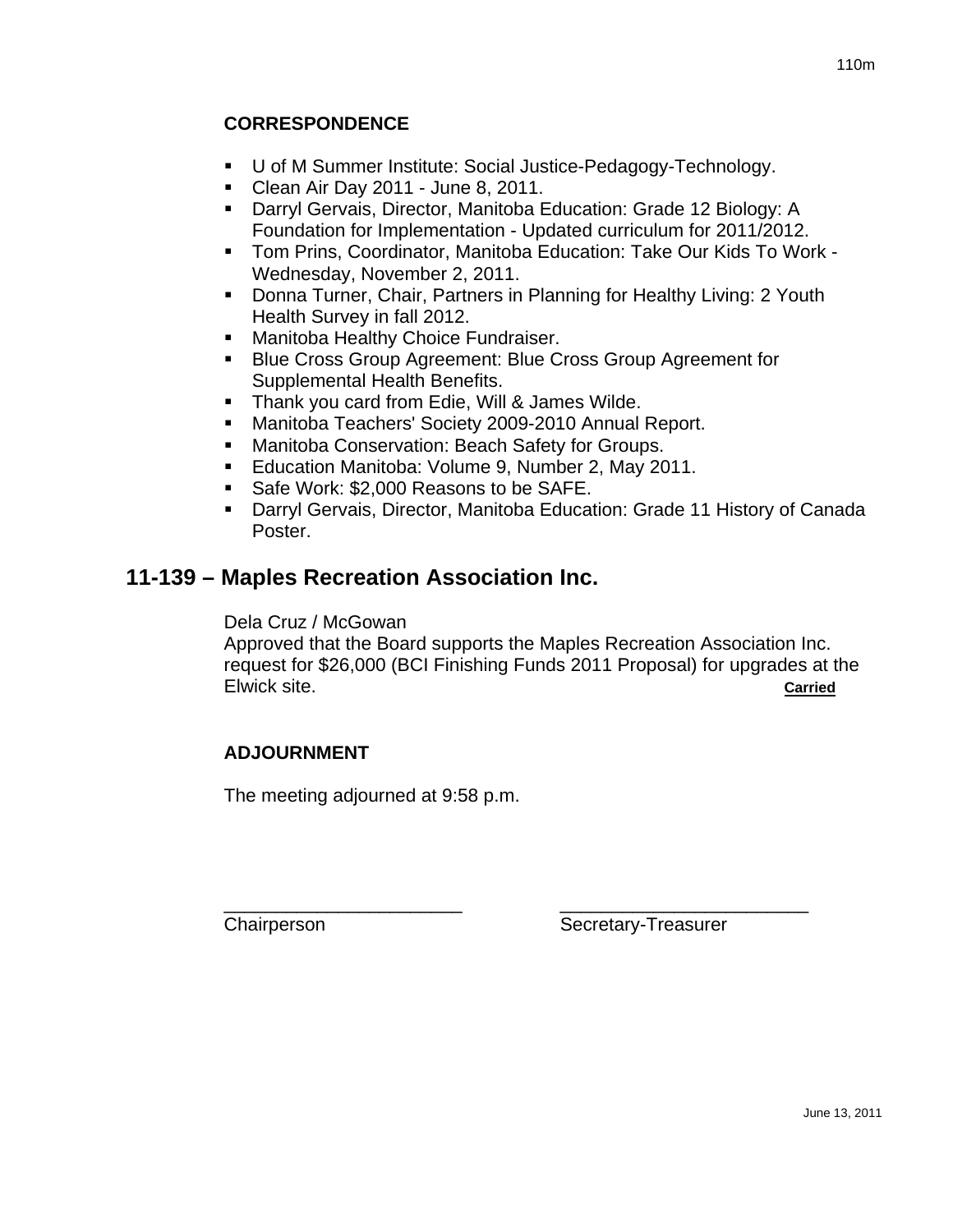**CORRESPONDENCE**

- U of M Summer Institute: Social Justice-Pedagogy-Technology.
- Clean Air Day 2011 - June 8, 2011.
- Darryl Gervais, Director, Manitoba Education: Grade 12 Biology: A Foundation for Implementation - Updated curriculum for 2011/2012.
- Tom Prins, Coordinator, Manitoba Education: Take Our Kids To Work - Wednesday, November 2, 2011.
- Donna Turner, Chair, Partners in Planning for Healthy Living: 2 Youth Health Survey in fall 2012.
- Manitoba Healthy Choice Fundraiser.
- Blue Cross Group Agreement: Blue Cross Group Agreement for Supplemental Health Benefits.
- Thank you card from Edie, Will & James Wilde.
- Manitoba Teachers' Society 2009-2010 Annual Report.
- Manitoba Conservation: Beach Safety for Groups.
- Education Manitoba: Volume 9, Number 2, May 2011.
- Safe Work: $2,000 Reasons to be SAFE.
- Darryl Gervais, Director, Manitoba Education: Grade 11 History of Canada Poster.

## 11-139 – Maples Recreation Association Inc.

Dela Cruz / McGowan
Approved that the Board supports the Maples Recreation Association Inc. request for $26,000 (BCI Finishing Funds 2011 Proposal) for upgrades at the Elwick site. **Carried**

**ADJOURNMENT**

The meeting adjourned at 9:58 p.m.

_______________________ _______________________
Chairperson Secretary-Treasurer

June 13, 2011